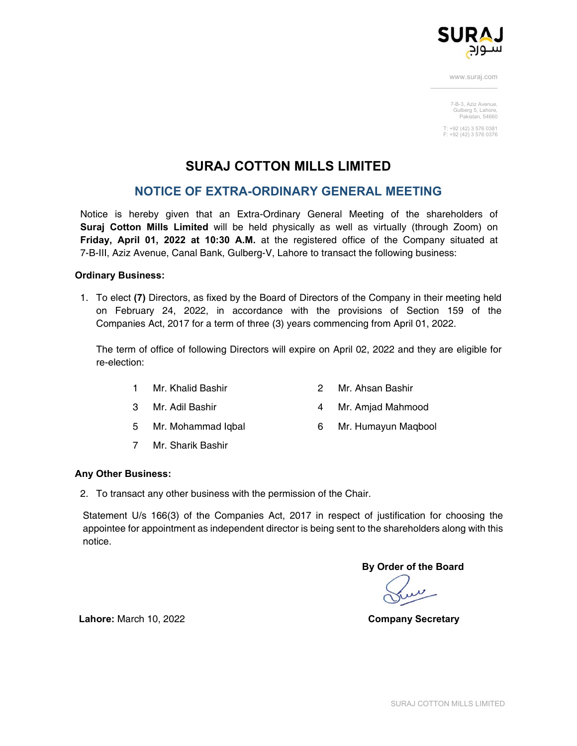SURAJ
سورج

www.suraj.com

7-B-3, Aziz Avenue,
Gulberg 5, Lahore,
Pakistan, 54660

T: +92 (42) 3 576 0381
F: +92 (42) 3 576 0376

# SURAJ COTTON MILLS LIMITED

## NOTICE OF EXTRA-ORDINARY GENERAL MEETING

Notice is hereby given that an Extra-Ordinary General Meeting of the shareholders of **Suraj Cotton Mills Limited** will be held physically as well as virtually (through Zoom) on **Friday, April 01, 2022 at 10:30 A.M.** at the registered office of the Company situated at 7-B-III, Aziz Avenue, Canal Bank, Gulberg-V, Lahore to transact the following business:

**Ordinary Business:**

1. To elect **(7)** Directors, as fixed by the Board of Directors of the Company in their meeting held on February 24, 2022, in accordance with the provisions of Section 159 of the Companies Act, 2017 for a term of three (3) years commencing from April 01, 2022.

   The term of office of following Directors will expire on April 02, 2022 and they are eligible for re-election:

   1 Mr. Khalid Bashir
   2 Mr. Ahsan Bashir
   3 Mr. Adil Bashir
   4 Mr. Amjad Mahmood
   5 Mr. Mohammad Iqbal
   6 Mr. Humayun Maqbool
   7 Mr. Sharik Bashir

**Any Other Business:**

2. To transact any other business with the permission of the Chair.

Statement U/s 166(3) of the Companies Act, 2017 in respect of justification for choosing the appointee for appointment as independent director is being sent to the shareholders along with this notice.

**By Order of the Board**

**Company Secretary**

**Lahore:** March 10, 2022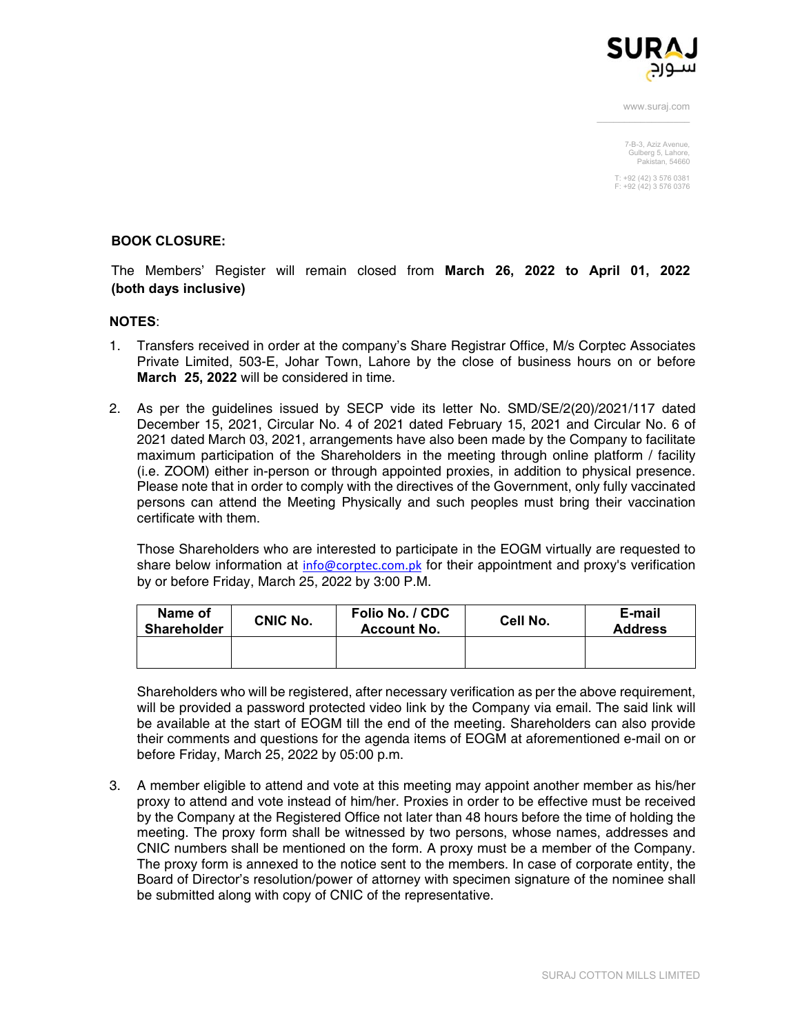## BOOK CLOSURE:

The Members' Register will remain closed from **March 26, 2022 to April 01, 2022 (both days inclusive)**

## NOTES:

1. Transfers received in order at the company's Share Registrar Office, M/s Corptec Associates Private Limited, 503-E, Johar Town, Lahore by the close of business hours on or before **March 25, 2022** will be considered in time.

2. As per the guidelines issued by SECP vide its letter No. SMD/SE/2(20)/2021/117 dated December 15, 2021, Circular No. 4 of 2021 dated February 15, 2021 and Circular No. 6 of 2021 dated March 03, 2021, arrangements have also been made by the Company to facilitate maximum participation of the Shareholders in the meeting through online platform / facility (i.e. ZOOM) either in-person or through appointed proxies, in addition to physical presence. Please note that in order to comply with the directives of the Government, only fully vaccinated persons can attend the Meeting Physically and such peoples must bring their vaccination certificate with them.

   Those Shareholders who are interested to participate in the EOGM virtually are requested to share below information at info@corptec.com.pk for their appointment and proxy's verification by or before Friday, March 25, 2022 by 3:00 P.M.

   | Name of Shareholder | CNIC No. | Folio No. / CDC Account No. | Cell No. | E-mail Address |
   |---|---|---|---|---|
   | | | | | |

   Shareholders who will be registered, after necessary verification as per the above requirement, will be provided a password protected video link by the Company via email. The said link will be available at the start of EOGM till the end of the meeting. Shareholders can also provide their comments and questions for the agenda items of EOGM at aforementioned e-mail on or before Friday, March 25, 2022 by 05:00 p.m.

3. A member eligible to attend and vote at this meeting may appoint another member as his/her proxy to attend and vote instead of him/her. Proxies in order to be effective must be received by the Company at the Registered Office not later than 48 hours before the time of holding the meeting. The proxy form shall be witnessed by two persons, whose names, addresses and CNIC numbers shall be mentioned on the form. A proxy must be a member of the Company. The proxy form is annexed to the notice sent to the members. In case of corporate entity, the Board of Director's resolution/power of attorney with specimen signature of the nominee shall be submitted along with copy of CNIC of the representative.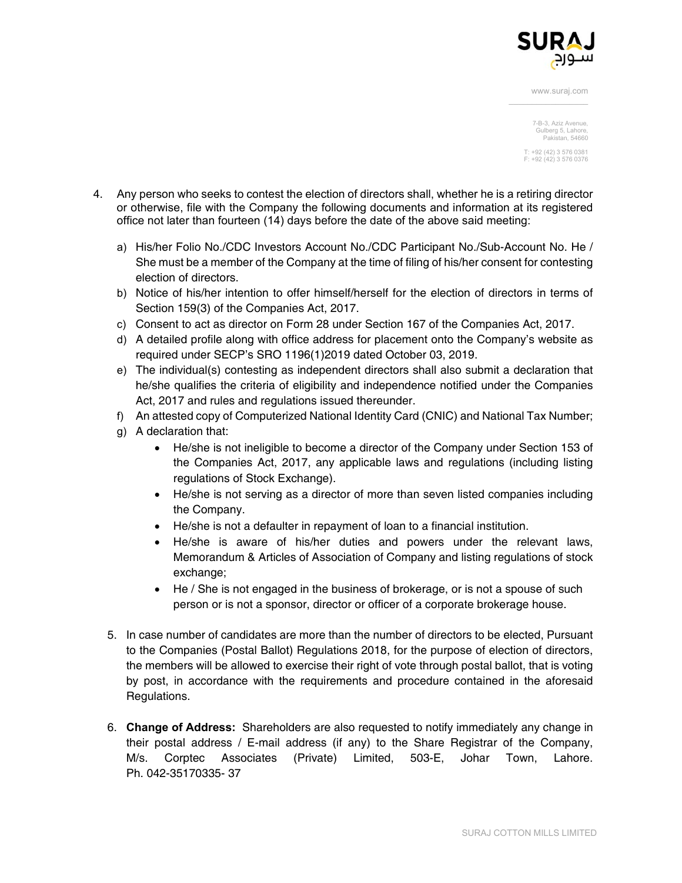4. Any person who seeks to contest the election of directors shall, whether he is a retiring director or otherwise, file with the Company the following documents and information at its registered office not later than fourteen (14) days before the date of the above said meeting:

   a) His/her Folio No./CDC Investors Account No./CDC Participant No./Sub-Account No. He / She must be a member of the Company at the time of filing of his/her consent for contesting election of directors.
   b) Notice of his/her intention to offer himself/herself for the election of directors in terms of Section 159(3) of the Companies Act, 2017.
   c) Consent to act as director on Form 28 under Section 167 of the Companies Act, 2017.
   d) A detailed profile along with office address for placement onto the Company's website as required under SECP's SRO 1196(1)2019 dated October 03, 2019.
   e) The individual(s) contesting as independent directors shall also submit a declaration that he/she qualifies the criteria of eligibility and independence notified under the Companies Act, 2017 and rules and regulations issued thereunder.
   f) An attested copy of Computerized National Identity Card (CNIC) and National Tax Number;
   g) A declaration that:
      - He/she is not ineligible to become a director of the Company under Section 153 of the Companies Act, 2017, any applicable laws and regulations (including listing regulations of Stock Exchange).
      - He/she is not serving as a director of more than seven listed companies including the Company.
      - He/she is not a defaulter in repayment of loan to a financial institution.
      - He/she is aware of his/her duties and powers under the relevant laws, Memorandum & Articles of Association of Company and listing regulations of stock exchange;
      - He / She is not engaged in the business of brokerage, or is not a spouse of such person or is not a sponsor, director or officer of a corporate brokerage house.

5. In case number of candidates are more than the number of directors to be elected, Pursuant to the Companies (Postal Ballot) Regulations 2018, for the purpose of election of directors, the members will be allowed to exercise their right of vote through postal ballot, that is voting by post, in accordance with the requirements and procedure contained in the aforesaid Regulations.

6. **Change of Address:** Shareholders are also requested to notify immediately any change in their postal address / E-mail address (if any) to the Share Registrar of the Company, M/s. Corptec Associates (Private) Limited, 503-E, Johar Town, Lahore. Ph. 042-35170335- 37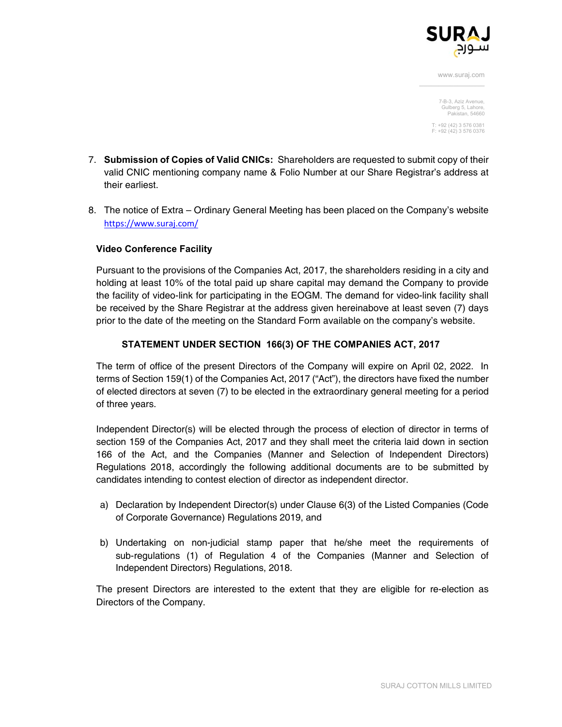7. **Submission of Copies of Valid CNICs:** Shareholders are requested to submit copy of their valid CNIC mentioning company name & Folio Number at our Share Registrar's address at their earliest.

8. The notice of Extra – Ordinary General Meeting has been placed on the Company's website https://www.suraj.com/

**Video Conference Facility**

Pursuant to the provisions of the Companies Act, 2017, the shareholders residing in a city and holding at least 10% of the total paid up share capital may demand the Company to provide the facility of video-link for participating in the EOGM. The demand for video-link facility shall be received by the Share Registrar at the address given hereinabove at least seven (7) days prior to the date of the meeting on the Standard Form available on the company's website.

**STATEMENT UNDER SECTION 166(3) OF THE COMPANIES ACT, 2017**

The term of office of the present Directors of the Company will expire on April 02, 2022. In terms of Section 159(1) of the Companies Act, 2017 ("Act"), the directors have fixed the number of elected directors at seven (7) to be elected in the extraordinary general meeting for a period of three years.

Independent Director(s) will be elected through the process of election of director in terms of section 159 of the Companies Act, 2017 and they shall meet the criteria laid down in section 166 of the Act, and the Companies (Manner and Selection of Independent Directors) Regulations 2018, accordingly the following additional documents are to be submitted by candidates intending to contest election of director as independent director.

a) Declaration by Independent Director(s) under Clause 6(3) of the Listed Companies (Code of Corporate Governance) Regulations 2019, and

b) Undertaking on non-judicial stamp paper that he/she meet the requirements of sub-regulations (1) of Regulation 4 of the Companies (Manner and Selection of Independent Directors) Regulations, 2018.

The present Directors are interested to the extent that they are eligible for re-election as Directors of the Company.